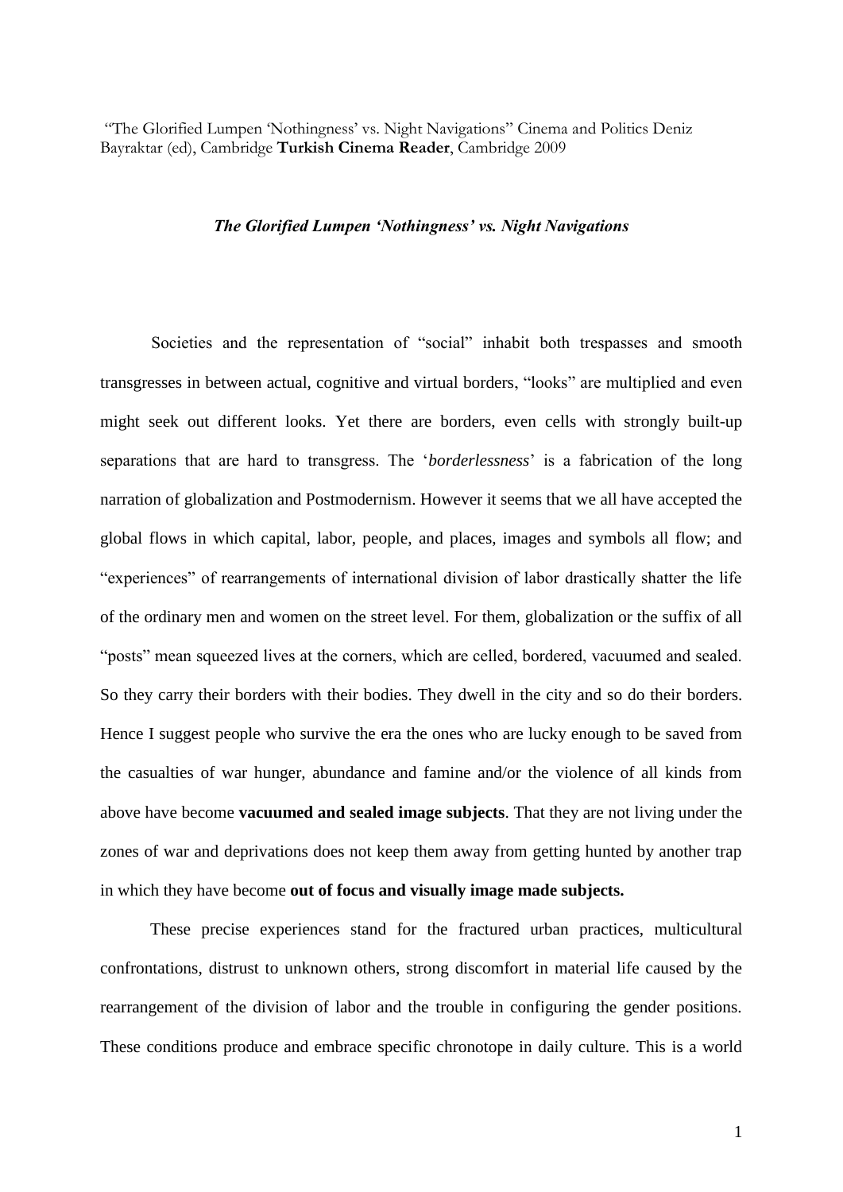"The Glorified Lumpen 'Nothingness' vs. Night Navigations" Cinema and Politics Deniz Bayraktar (ed), Cambridge **Turkish Cinema Reader**, Cambridge 2009

# ***The Glorified Lumpen 'Nothingness' vs. Night Navigations***

Societies and the representation of "social" inhabit both trespasses and smooth transgresses in between actual, cognitive and virtual borders, "looks" are multiplied and even might seek out different looks. Yet there are borders, even cells with strongly built-up separations that are hard to transgress. The '*borderlessness*' is a fabrication of the long narration of globalization and Postmodernism. However it seems that we all have accepted the global flows in which capital, labor, people, and places, images and symbols all flow; and "experiences" of rearrangements of international division of labor drastically shatter the life of the ordinary men and women on the street level. For them, globalization or the suffix of all "posts" mean squeezed lives at the corners, which are celled, bordered, vacuumed and sealed. So they carry their borders with their bodies. They dwell in the city and so do their borders. Hence I suggest people who survive the era the ones who are lucky enough to be saved from the casualties of war hunger, abundance and famine and/or the violence of all kinds from above have become **vacuumed and sealed image subjects**. That they are not living under the zones of war and deprivations does not keep them away from getting hunted by another trap in which they have become **out of focus and visually image made subjects.**

These precise experiences stand for the fractured urban practices, multicultural confrontations, distrust to unknown others, strong discomfort in material life caused by the rearrangement of the division of labor and the trouble in configuring the gender positions. These conditions produce and embrace specific chronotope in daily culture. This is a world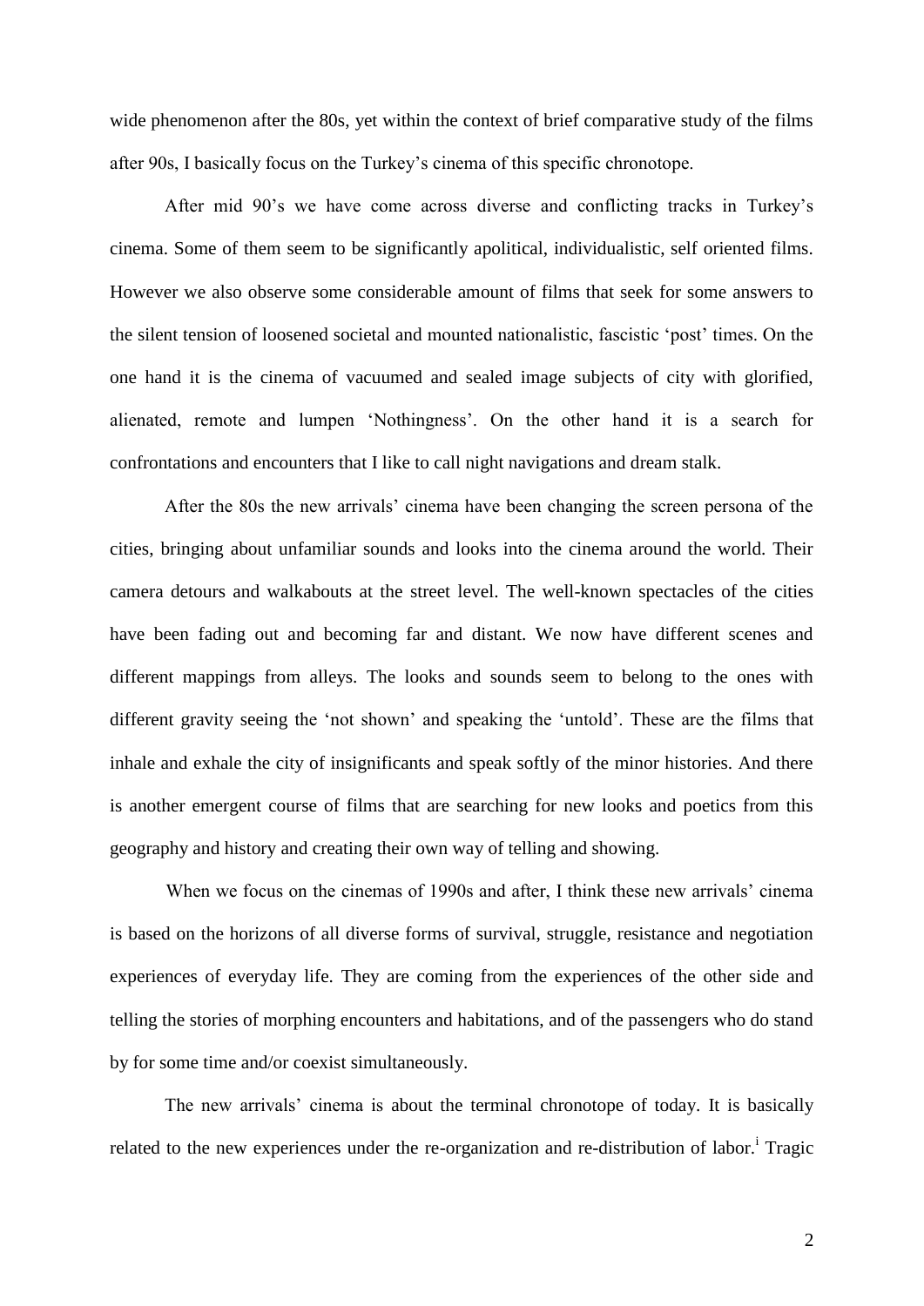wide phenomenon after the 80s, yet within the context of brief comparative study of the films after 90s, I basically focus on the Turkey's cinema of this specific chronotope.

After mid 90's we have come across diverse and conflicting tracks in Turkey's cinema. Some of them seem to be significantly apolitical, individualistic, self oriented films. However we also observe some considerable amount of films that seek for some answers to the silent tension of loosened societal and mounted nationalistic, fascistic 'post' times. On the one hand it is the cinema of vacuumed and sealed image subjects of city with glorified, alienated, remote and lumpen 'Nothingness'. On the other hand it is a search for confrontations and encounters that I like to call night navigations and dream stalk.

After the 80s the new arrivals' cinema have been changing the screen persona of the cities, bringing about unfamiliar sounds and looks into the cinema around the world. Their camera detours and walkabouts at the street level. The well-known spectacles of the cities have been fading out and becoming far and distant. We now have different scenes and different mappings from alleys. The looks and sounds seem to belong to the ones with different gravity seeing the 'not shown' and speaking the 'untold'. These are the films that inhale and exhale the city of insignificants and speak softly of the minor histories. And there is another emergent course of films that are searching for new looks and poetics from this geography and history and creating their own way of telling and showing.

When we focus on the cinemas of 1990s and after, I think these new arrivals' cinema is based on the horizons of all diverse forms of survival, struggle, resistance and negotiation experiences of everyday life. They are coming from the experiences of the other side and telling the stories of morphing encounters and habitations, and of the passengers who do stand by for some time and/or coexist simultaneously.

The new arrivals' cinema is about the terminal chronotope of today. It is basically related to the new experiences under the re-organization and re-distribution of labor.[i] Tragic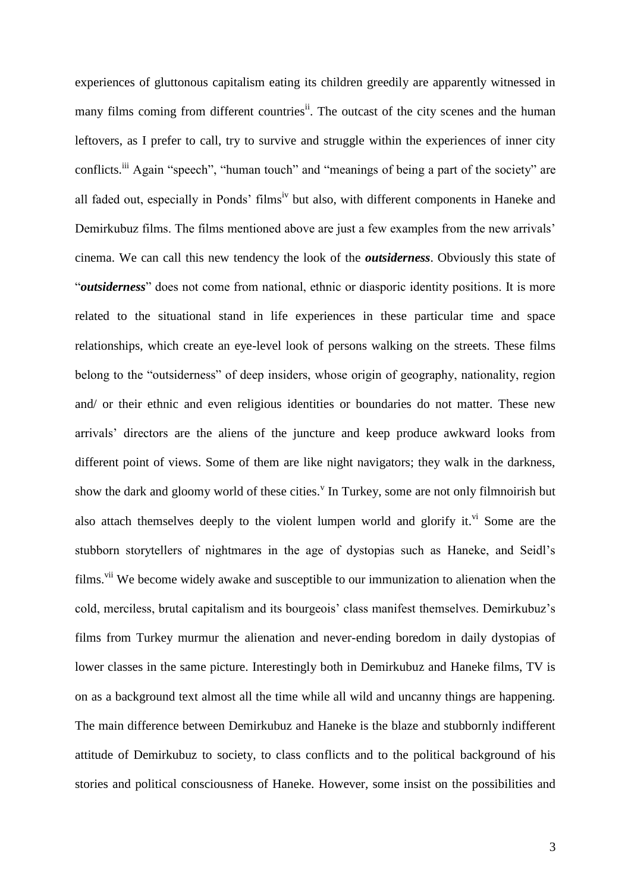experiences of gluttonous capitalism eating its children greedily are apparently witnessed in many films coming from different countries[ii]. The outcast of the city scenes and the human leftovers, as I prefer to call, try to survive and struggle within the experiences of inner city conflicts.[iii] Again "speech", "human touch" and "meanings of being a part of the society" are all faded out, especially in Ponds' films[iv] but also, with different components in Haneke and Demirkubuz films. The films mentioned above are just a few examples from the new arrivals' cinema. We can call this new tendency the look of the ***outsiderness***. Obviously this state of "***outsiderness***" does not come from national, ethnic or diasporic identity positions. It is more related to the situational stand in life experiences in these particular time and space relationships, which create an eye-level look of persons walking on the streets. These films belong to the "outsiderness" of deep insiders, whose origin of geography, nationality, region and/ or their ethnic and even religious identities or boundaries do not matter. These new arrivals' directors are the aliens of the juncture and keep produce awkward looks from different point of views. Some of them are like night navigators; they walk in the darkness, show the dark and gloomy world of these cities.[v] In Turkey, some are not only filmnoirish but also attach themselves deeply to the violent lumpen world and glorify it.[vi] Some are the stubborn storytellers of nightmares in the age of dystopias such as Haneke, and Seidl's films.[vii] We become widely awake and susceptible to our immunization to alienation when the cold, merciless, brutal capitalism and its bourgeois' class manifest themselves. Demirkubuz's films from Turkey murmur the alienation and never-ending boredom in daily dystopias of lower classes in the same picture. Interestingly both in Demirkubuz and Haneke films, TV is on as a background text almost all the time while all wild and uncanny things are happening. The main difference between Demirkubuz and Haneke is the blaze and stubbornly indifferent attitude of Demirkubuz to society, to class conflicts and to the political background of his stories and political consciousness of Haneke. However, some insist on the possibilities and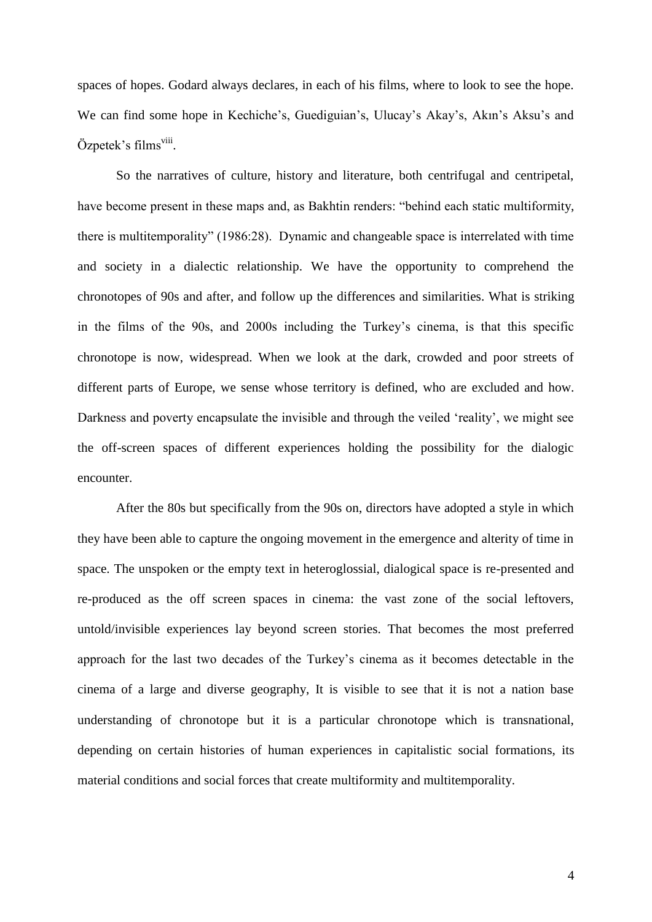spaces of hopes. Godard always declares, in each of his films, where to look to see the hope. We can find some hope in Kechiche's, Guediguian's, Ulucay's Akay's, Akın's Aksu's and Özpetek's films[viii].

So the narratives of culture, history and literature, both centrifugal and centripetal, have become present in these maps and, as Bakhtin renders: "behind each static multiformity, there is multitemporality" (1986:28). Dynamic and changeable space is interrelated with time and society in a dialectic relationship. We have the opportunity to comprehend the chronotopes of 90s and after, and follow up the differences and similarities. What is striking in the films of the 90s, and 2000s including the Turkey's cinema, is that this specific chronotope is now, widespread. When we look at the dark, crowded and poor streets of different parts of Europe, we sense whose territory is defined, who are excluded and how. Darkness and poverty encapsulate the invisible and through the veiled 'reality', we might see the off-screen spaces of different experiences holding the possibility for the dialogic encounter.

After the 80s but specifically from the 90s on, directors have adopted a style in which they have been able to capture the ongoing movement in the emergence and alterity of time in space. The unspoken or the empty text in heteroglossial, dialogical space is re-presented and re-produced as the off screen spaces in cinema: the vast zone of the social leftovers, untold/invisible experiences lay beyond screen stories. That becomes the most preferred approach for the last two decades of the Turkey's cinema as it becomes detectable in the cinema of a large and diverse geography, It is visible to see that it is not a nation base understanding of chronotope but it is a particular chronotope which is transnational, depending on certain histories of human experiences in capitalistic social formations, its material conditions and social forces that create multiformity and multitemporality.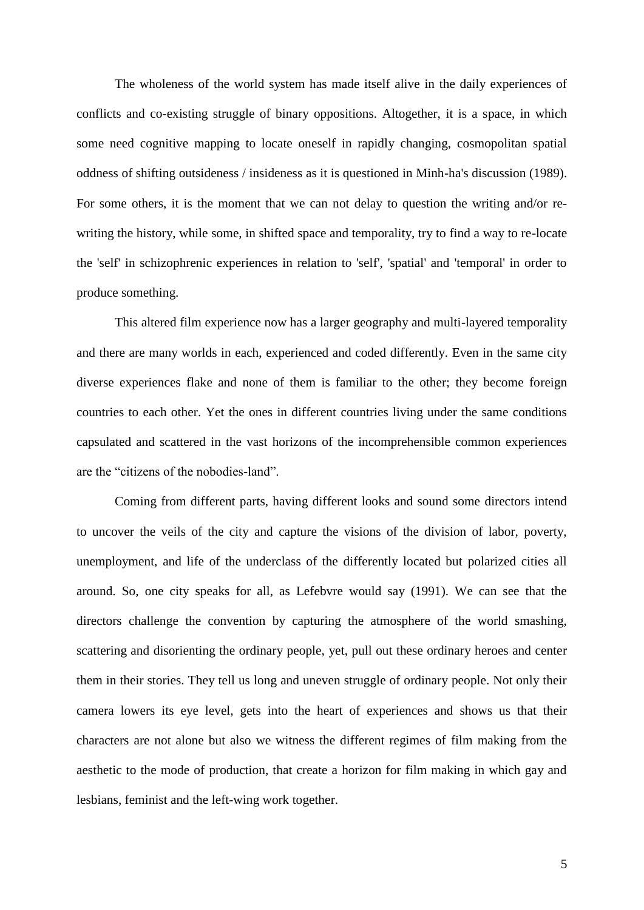The wholeness of the world system has made itself alive in the daily experiences of conflicts and co-existing struggle of binary oppositions. Altogether, it is a space, in which some need cognitive mapping to locate oneself in rapidly changing, cosmopolitan spatial oddness of shifting outsideness / insideness as it is questioned in Minh-ha's discussion (1989). For some others, it is the moment that we can not delay to question the writing and/or re-writing the history, while some, in shifted space and temporality, try to find a way to re-locate the 'self' in schizophrenic experiences in relation to 'self', 'spatial' and 'temporal' in order to produce something.

This altered film experience now has a larger geography and multi-layered temporality and there are many worlds in each, experienced and coded differently. Even in the same city diverse experiences flake and none of them is familiar to the other; they become foreign countries to each other. Yet the ones in different countries living under the same conditions capsulated and scattered in the vast horizons of the incomprehensible common experiences are the "citizens of the nobodies-land".

Coming from different parts, having different looks and sound some directors intend to uncover the veils of the city and capture the visions of the division of labor, poverty, unemployment, and life of the underclass of the differently located but polarized cities all around. So, one city speaks for all, as Lefebvre would say (1991). We can see that the directors challenge the convention by capturing the atmosphere of the world smashing, scattering and disorienting the ordinary people, yet, pull out these ordinary heroes and center them in their stories. They tell us long and uneven struggle of ordinary people. Not only their camera lowers its eye level, gets into the heart of experiences and shows us that their characters are not alone but also we witness the different regimes of film making from the aesthetic to the mode of production, that create a horizon for film making in which gay and lesbians, feminist and the left-wing work together.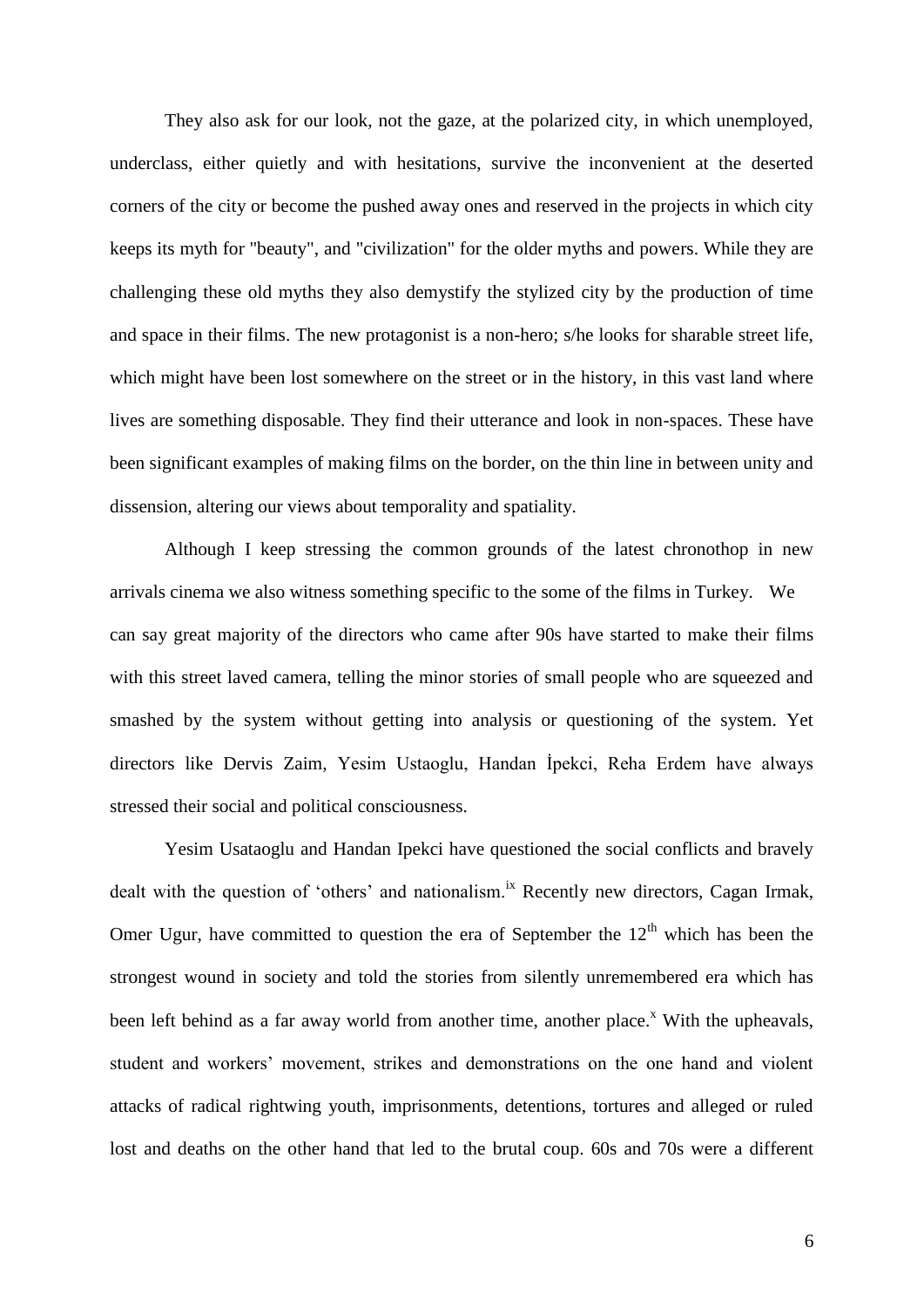They also ask for our look, not the gaze, at the polarized city, in which unemployed, underclass, either quietly and with hesitations, survive the inconvenient at the deserted corners of the city or become the pushed away ones and reserved in the projects in which city keeps its myth for "beauty", and "civilization" for the older myths and powers. While they are challenging these old myths they also demystify the stylized city by the production of time and space in their films. The new protagonist is a non-hero; s/he looks for sharable street life, which might have been lost somewhere on the street or in the history, in this vast land where lives are something disposable. They find their utterance and look in non-spaces. These have been significant examples of making films on the border, on the thin line in between unity and dissension, altering our views about temporality and spatiality.

Although I keep stressing the common grounds of the latest chronothop in new arrivals cinema we also witness something specific to the some of the films in Turkey. We can say great majority of the directors who came after 90s have started to make their films with this street laved camera, telling the minor stories of small people who are squeezed and smashed by the system without getting into analysis or questioning of the system. Yet directors like Dervis Zaim, Yesim Ustaoglu, Handan İpekci, Reha Erdem have always stressed their social and political consciousness.

Yesim Usataoglu and Handan Ipekci have questioned the social conflicts and bravely dealt with the question of 'others' and nationalism.[ix] Recently new directors, Cagan Irmak, Omer Ugur, have committed to question the era of September the 12th which has been the strongest wound in society and told the stories from silently unremembered era which has been left behind as a far away world from another time, another place.[x] With the upheavals, student and workers' movement, strikes and demonstrations on the one hand and violent attacks of radical rightwing youth, imprisonments, detentions, tortures and alleged or ruled lost and deaths on the other hand that led to the brutal coup. 60s and 70s were a different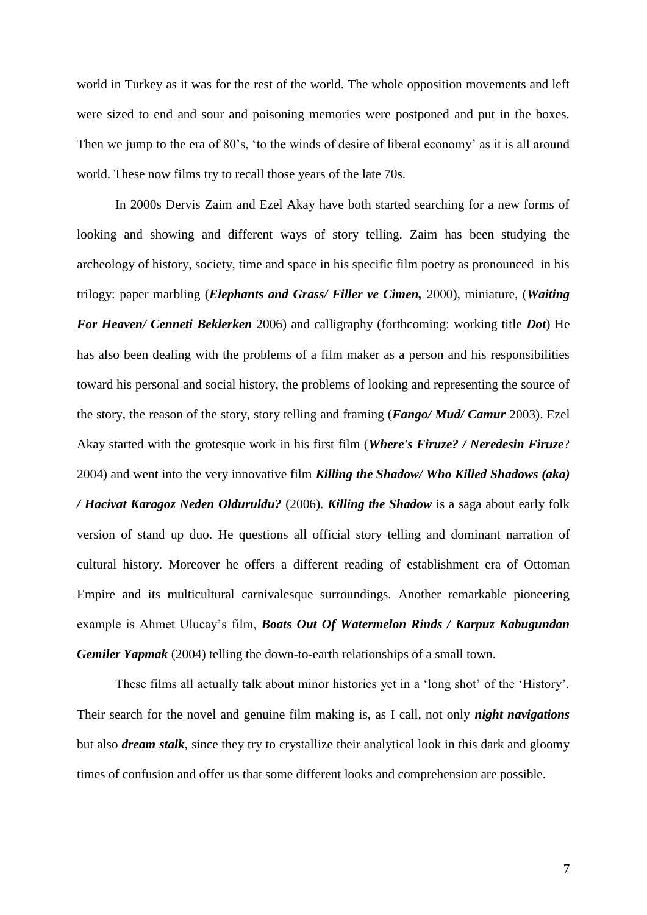world in Turkey as it was for the rest of the world. The whole opposition movements and left were sized to end and sour and poisoning memories were postponed and put in the boxes. Then we jump to the era of 80's, 'to the winds of desire of liberal economy' as it is all around world. These now films try to recall those years of the late 70s.

In 2000s Dervis Zaim and Ezel Akay have both started searching for a new forms of looking and showing and different ways of story telling. Zaim has been studying the archeology of history, society, time and space in his specific film poetry as pronounced in his trilogy: paper marbling (***Elephants and Grass/ Filler ve Cimen,*** 2000), miniature, (***Waiting For Heaven/ Cenneti Beklerken*** 2006) and calligraphy (forthcoming: working title ***Dot***) He has also been dealing with the problems of a film maker as a person and his responsibilities toward his personal and social history, the problems of looking and representing the source of the story, the reason of the story, story telling and framing (***Fango/ Mud/ Camur*** 2003). Ezel Akay started with the grotesque work in his first film (***Where's Firuze? / Neredesin Firuze***? 2004) and went into the very innovative film ***Killing the Shadow/ Who Killed Shadows (aka) / Hacivat Karagoz Neden Olduruldu?*** (2006). ***Killing the Shadow*** is a saga about early folk version of stand up duo. He questions all official story telling and dominant narration of cultural history. Moreover he offers a different reading of establishment era of Ottoman Empire and its multicultural carnivalesque surroundings. Another remarkable pioneering example is Ahmet Ulucay's film, ***Boats Out Of Watermelon Rinds / Karpuz Kabugundan Gemiler Yapmak*** (2004) telling the down-to-earth relationships of a small town.

These films all actually talk about minor histories yet in a 'long shot' of the 'History'. Their search for the novel and genuine film making is, as I call, not only ***night navigations*** but also ***dream stalk***, since they try to crystallize their analytical look in this dark and gloomy times of confusion and offer us that some different looks and comprehension are possible.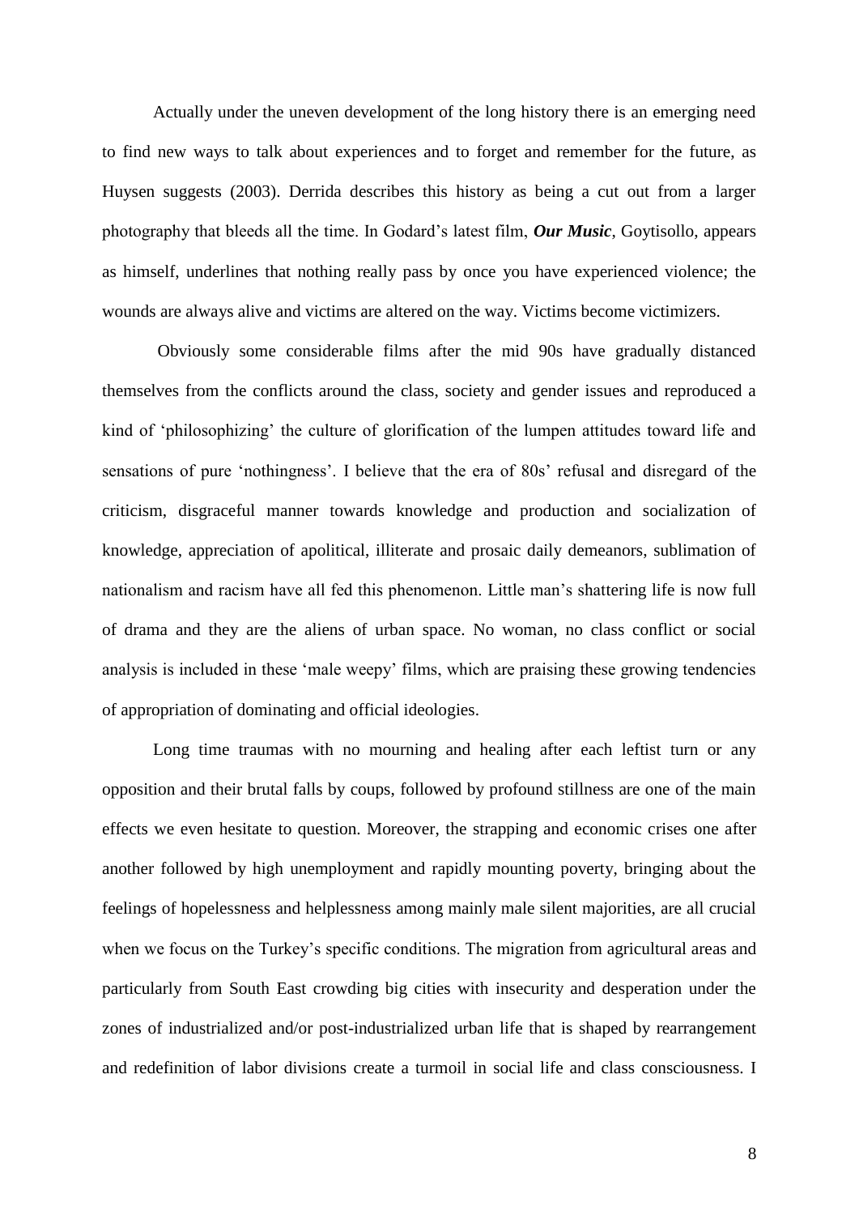Actually under the uneven development of the long history there is an emerging need to find new ways to talk about experiences and to forget and remember for the future, as Huysen suggests (2003). Derrida describes this history as being a cut out from a larger photography that bleeds all the time. In Godard's latest film, ***Our Music***, Goytisollo, appears as himself, underlines that nothing really pass by once you have experienced violence; the wounds are always alive and victims are altered on the way. Victims become victimizers.

Obviously some considerable films after the mid 90s have gradually distanced themselves from the conflicts around the class, society and gender issues and reproduced a kind of 'philosophizing' the culture of glorification of the lumpen attitudes toward life and sensations of pure 'nothingness'. I believe that the era of 80s' refusal and disregard of the criticism, disgraceful manner towards knowledge and production and socialization of knowledge, appreciation of apolitical, illiterate and prosaic daily demeanors, sublimation of nationalism and racism have all fed this phenomenon. Little man's shattering life is now full of drama and they are the aliens of urban space. No woman, no class conflict or social analysis is included in these 'male weepy' films, which are praising these growing tendencies of appropriation of dominating and official ideologies.

Long time traumas with no mourning and healing after each leftist turn or any opposition and their brutal falls by coups, followed by profound stillness are one of the main effects we even hesitate to question. Moreover, the strapping and economic crises one after another followed by high unemployment and rapidly mounting poverty, bringing about the feelings of hopelessness and helplessness among mainly male silent majorities, are all crucial when we focus on the Turkey's specific conditions. The migration from agricultural areas and particularly from South East crowding big cities with insecurity and desperation under the zones of industrialized and/or post-industrialized urban life that is shaped by rearrangement and redefinition of labor divisions create a turmoil in social life and class consciousness. I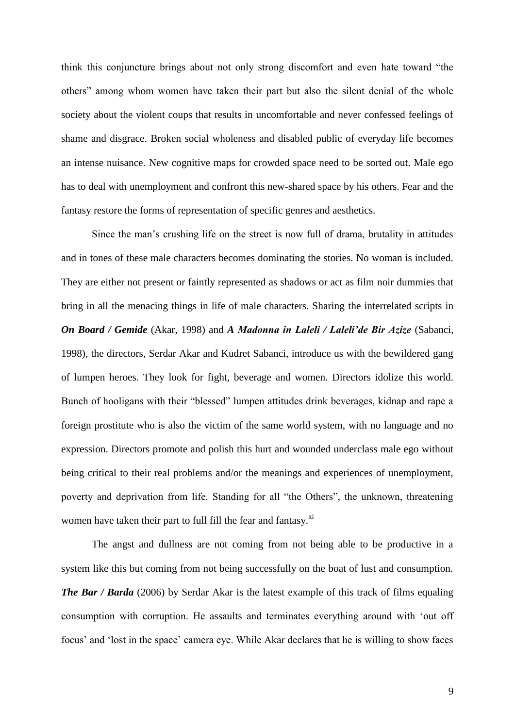think this conjuncture brings about not only strong discomfort and even hate toward "the others" among whom women have taken their part but also the silent denial of the whole society about the violent coups that results in uncomfortable and never confessed feelings of shame and disgrace. Broken social wholeness and disabled public of everyday life becomes an intense nuisance. New cognitive maps for crowded space need to be sorted out. Male ego has to deal with unemployment and confront this new-shared space by his others. Fear and the fantasy restore the forms of representation of specific genres and aesthetics.

Since the man's crushing life on the street is now full of drama, brutality in attitudes and in tones of these male characters becomes dominating the stories. No woman is included. They are either not present or faintly represented as shadows or act as film noir dummies that bring in all the menacing things in life of male characters. Sharing the interrelated scripts in ***On Board / Gemide*** (Akar, 1998) and ***A Madonna in Laleli / Laleli'de Bir Azize*** (Sabanci, 1998), the directors, Serdar Akar and Kudret Sabanci, introduce us with the bewildered gang of lumpen heroes. They look for fight, beverage and women. Directors idolize this world. Bunch of hooligans with their "blessed" lumpen attitudes drink beverages, kidnap and rape a foreign prostitute who is also the victim of the same world system, with no language and no expression. Directors promote and polish this hurt and wounded underclass male ego without being critical to their real problems and/or the meanings and experiences of unemployment, poverty and deprivation from life. Standing for all "the Others", the unknown, threatening women have taken their part to full fill the fear and fantasy.[xi]

The angst and dullness are not coming from not being able to be productive in a system like this but coming from not being successfully on the boat of lust and consumption. ***The Bar / Barda*** (2006) by Serdar Akar is the latest example of this track of films equaling consumption with corruption. He assaults and terminates everything around with 'out off focus' and 'lost in the space' camera eye. While Akar declares that he is willing to show faces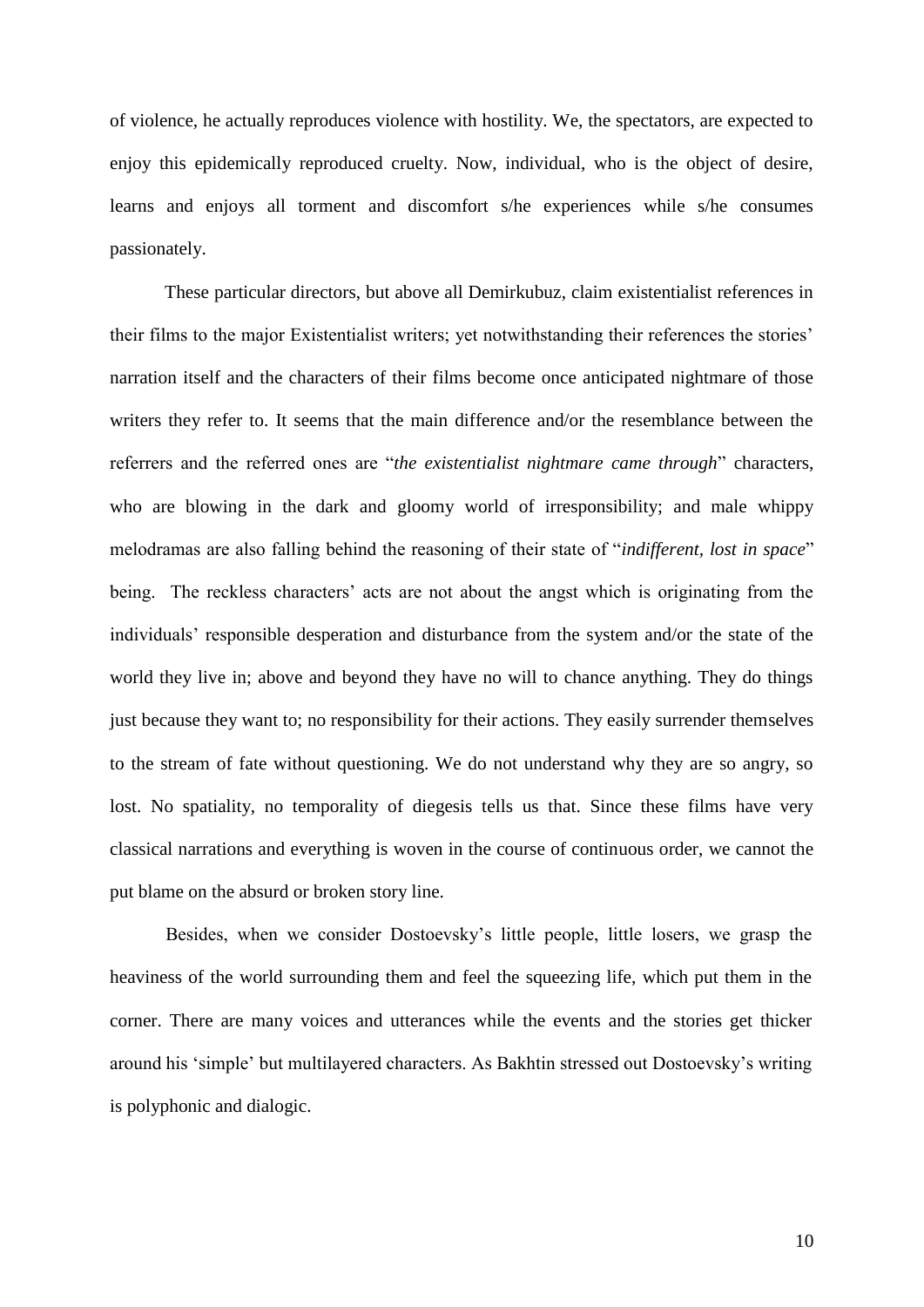of violence, he actually reproduces violence with hostility. We, the spectators, are expected to enjoy this epidemically reproduced cruelty. Now, individual, who is the object of desire, learns and enjoys all torment and discomfort s/he experiences while s/he consumes passionately.

These particular directors, but above all Demirkubuz, claim existentialist references in their films to the major Existentialist writers; yet notwithstanding their references the stories' narration itself and the characters of their films become once anticipated nightmare of those writers they refer to. It seems that the main difference and/or the resemblance between the referrers and the referred ones are "*the existentialist nightmare came through*" characters, who are blowing in the dark and gloomy world of irresponsibility; and male whippy melodramas are also falling behind the reasoning of their state of "*indifferent, lost in space*" being. The reckless characters' acts are not about the angst which is originating from the individuals' responsible desperation and disturbance from the system and/or the state of the world they live in; above and beyond they have no will to chance anything. They do things just because they want to; no responsibility for their actions. They easily surrender themselves to the stream of fate without questioning. We do not understand why they are so angry, so lost. No spatiality, no temporality of diegesis tells us that. Since these films have very classical narrations and everything is woven in the course of continuous order, we cannot the put blame on the absurd or broken story line.

Besides, when we consider Dostoevsky's little people, little losers, we grasp the heaviness of the world surrounding them and feel the squeezing life, which put them in the corner. There are many voices and utterances while the events and the stories get thicker around his 'simple' but multilayered characters. As Bakhtin stressed out Dostoevsky's writing is polyphonic and dialogic.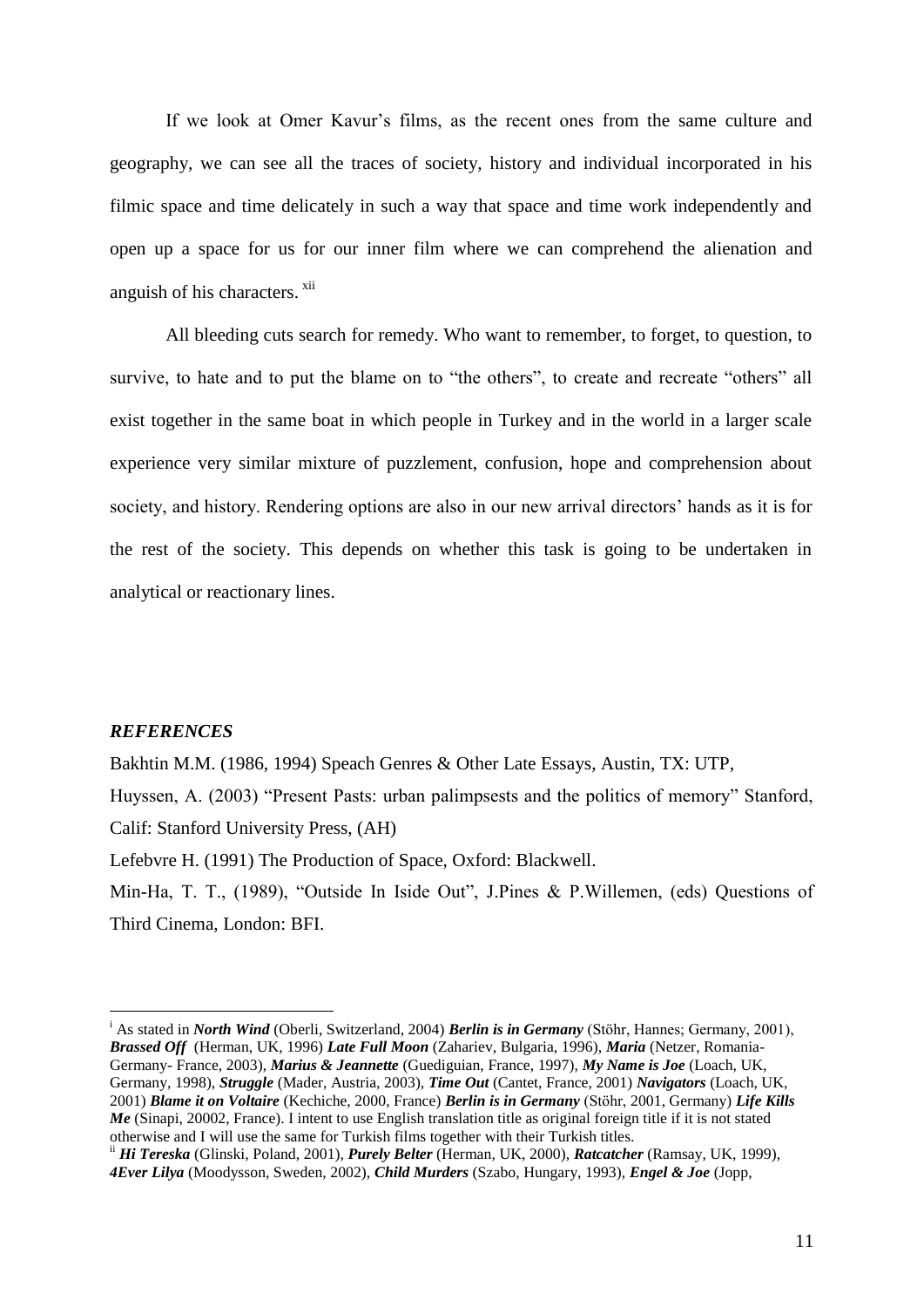If we look at Omer Kavur's films, as the recent ones from the same culture and geography, we can see all the traces of society, history and individual incorporated in his filmic space and time delicately in such a way that space and time work independently and open up a space for us for our inner film where we can comprehend the alienation and anguish of his characters. [xii]

All bleeding cuts search for remedy. Who want to remember, to forget, to question, to survive, to hate and to put the blame on to "the others", to create and recreate "others" all exist together in the same boat in which people in Turkey and in the world in a larger scale experience very similar mixture of puzzlement, confusion, hope and comprehension about society, and history. Rendering options are also in our new arrival directors' hands as it is for the rest of the society. This depends on whether this task is going to be undertaken in analytical or reactionary lines.

### *REFERENCES*

Bakhtin M.M. (1986, 1994) Speach Genres & Other Late Essays, Austin, TX: UTP,

Huyssen, A. (2003) "Present Pasts: urban palimpsests and the politics of memory" Stanford, Calif: Stanford University Press, (AH)

Lefebvre H. (1991) The Production of Space, Oxford: Blackwell.

Min-Ha, T. T., (1989), "Outside In Iside Out", J.Pines & P.Willemen, (eds) Questions of Third Cinema, London: BFI.

---

[i] As stated in ***North Wind*** (Oberli, Switzerland, 2004) ***Berlin is in Germany*** (Stöhr, Hannes; Germany, 2001), ***Brassed Off*** (Herman, UK, 1996) ***Late Full Moon*** (Zahariev, Bulgaria, 1996), ***Maria*** (Netzer, Romania-Germany- France, 2003), ***Marius & Jeannette*** (Guediguian, France, 1997), ***My Name is Joe*** (Loach, UK, Germany, 1998), ***Struggle*** (Mader, Austria, 2003), ***Time Out*** (Cantet, France, 2001) ***Navigators*** (Loach, UK, 2001) ***Blame it on Voltaire*** (Kechiche, 2000, France) ***Berlin is in Germany*** (Stöhr, 2001, Germany) ***Life Kills Me*** (Sinapi, 20002, France). I intent to use English translation title as original foreign title if it is not stated otherwise and I will use the same for Turkish films together with their Turkish titles.

[ii] ***Hi Tereska*** (Glinski, Poland, 2001), ***Purely Belter*** (Herman, UK, 2000), ***Ratcatcher*** (Ramsay, UK, 1999), ***4Ever Lilya*** (Moodysson, Sweden, 2002), ***Child Murders*** (Szabo, Hungary, 1993), ***Engel & Joe*** (Jopp,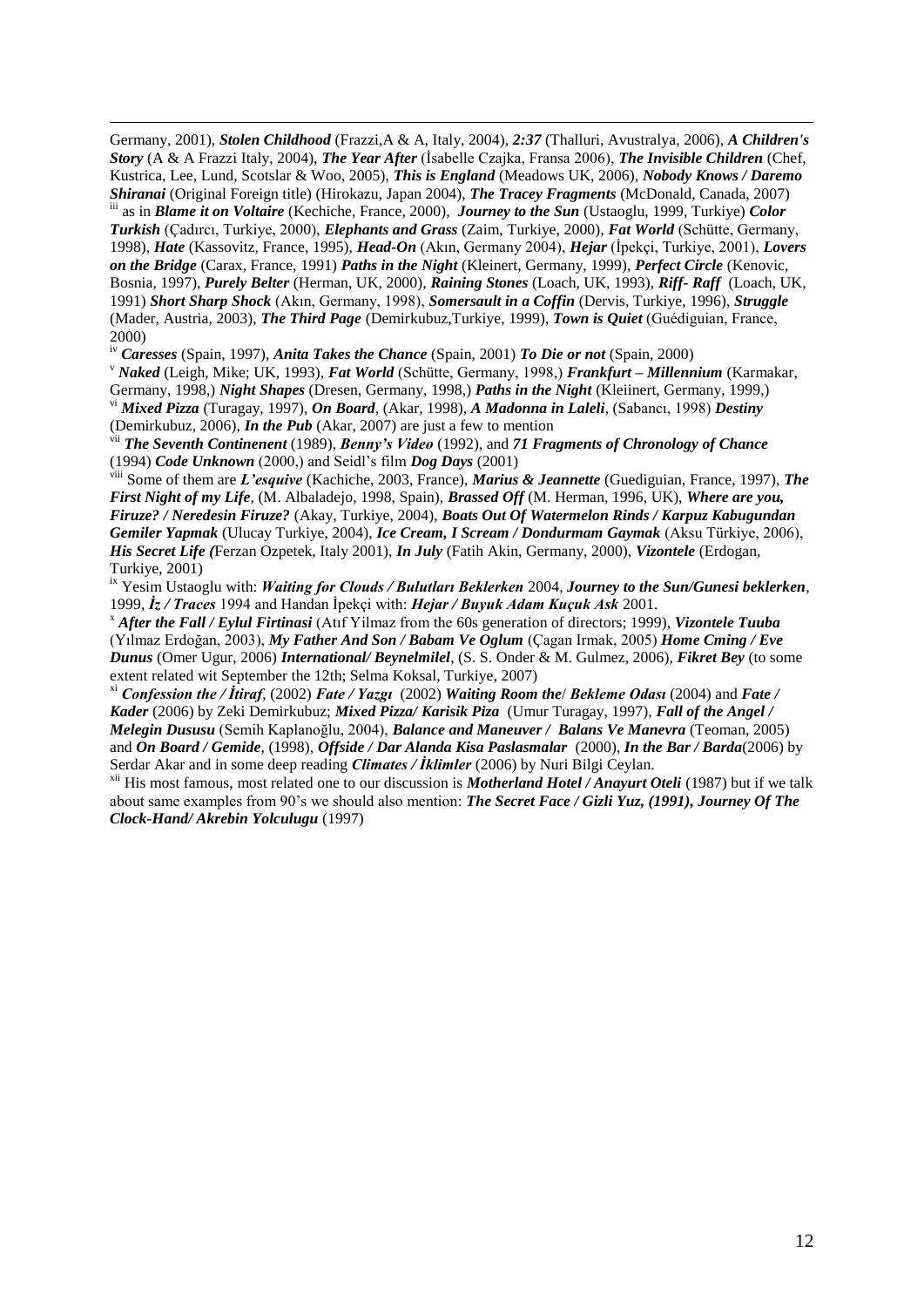Germany, 2001), ***Stolen Childhood*** (Frazzi,A & A, Italy, 2004), ***2:37*** (Thalluri, Avustralya, 2006), ***A Children's Story*** (A & A Frazzi Italy, 2004), ***The Year After*** (İsabelle Czajka, Fransa 2006), ***The Invisible Children*** (Chef, Kustrica, Lee, Lund, Scotslar & Woo, 2005), ***This is England*** (Meadows UK, 2006), ***Nobody Knows / Daremo Shiranai*** (Original Foreign title) (Hirokazu, Japan 2004), ***The Tracey Fragments*** (McDonald, Canada, 2007)

[iii] as in ***Blame it on Voltaire*** (Kechiche, France, 2000), ***Journey to the Sun*** (Ustaoglu, 1999, Turkiye) ***Color Turkish*** (Çadırcı, Turkiye, 2000), ***Elephants and Grass*** (Zaim, Turkiye, 2000), ***Fat World*** (Schütte, Germany, 1998), ***Hate*** (Kassovitz, France, 1995), ***Head-On*** (Akın, Germany 2004), ***Hejar*** (İpekçi, Turkiye, 2001), ***Lovers on the Bridge*** (Carax, France, 1991) ***Paths in the Night*** (Kleinert, Germany, 1999), ***Perfect Circle*** (Kenovic, Bosnia, 1997), ***Purely Belter*** (Herman, UK, 2000), ***Raining Stones*** (Loach, UK, 1993), ***Riff- Raff*** (Loach, UK, 1991) ***Short Sharp Shock*** (Akın, Germany, 1998), ***Somersault in a Coffin*** (Dervis, Turkiye, 1996), ***Struggle*** (Mader, Austria, 2003), ***The Third Page*** (Demirkubuz,Turkiye, 1999), ***Town is Quiet*** (Guédiguian, France, 2000)

[iv] ***Caresses*** (Spain, 1997), ***Anita Takes the Chance*** (Spain, 2001) ***To Die or not*** (Spain, 2000)

[v] ***Naked*** (Leigh, Mike; UK, 1993), ***Fat World*** (Schütte, Germany, 1998,) ***Frankfurt – Millennium*** (Karmakar, Germany, 1998,) ***Night Shapes*** (Dresen, Germany, 1998,) ***Paths in the Night*** (Kleiinert, Germany, 1999,)

[vi] ***Mixed Pizza*** (Turagay, 1997), ***On Board***, (Akar, 1998), ***A Madonna in Laleli***, (Sabancı, 1998) ***Destiny*** (Demirkubuz, 2006), ***In the Pub*** (Akar, 2007) are just a few to mention

[vii] ***The Seventh Continenent*** (1989), ***Benny's Video*** (1992), and ***71 Fragments of Chronology of Chance*** (1994) ***Code Unknown*** (2000,) and Seidl's film ***Dog Days*** (2001)

[viii] Some of them are ***L'esquive*** (Kachiche, 2003, France), ***Marius & Jeannette*** (Guediguian, France, 1997), ***The First Night of my Life***, (M. Albaladejo, 1998, Spain), ***Brassed Off*** (M. Herman, 1996, UK), ***Where are you, Firuze? / Neredesin Firuze?*** (Akay, Turkiye, 2004), ***Boats Out Of Watermelon Rinds / Karpuz Kabugundan Gemiler Yapmak*** (Ulucay Turkiye, 2004), ***Ice Cream, I Scream / Dondurmam Gaymak*** (Aksu Türkiye, 2006), ***His Secret Life (***Ferzan Ozpetek, Italy 2001), ***In July*** (Fatih Akin, Germany, 2000), ***Vizontele*** (Erdogan, Turkiye, 2001)

[ix] Yesim Ustaoglu with: ***Waiting for Clouds / Bulutları Beklerken*** 2004, ***Journey to the Sun/Gunesi beklerken***, 1999, ***İz / Traces*** 1994 and Handan İpekçi with: ***Hejar / Buyuk Adam Kuçuk Ask*** 2001.

[x] ***After the Fall / Eylul Firtinasi*** (Atıf Yilmaz from the 60s generation of directors; 1999), ***Vizontele Tuuba*** (Yılmaz Erdoğan, 2003), ***My Father And Son / Babam Ve Oglum*** (Çagan Irmak, 2005) ***Home Cming / Eve Dunus*** (Omer Ugur, 2006) ***International/ Beynelmilel***, (S. S. Onder & M. Gulmez, 2006), ***Fikret Bey*** (to some extent related wit September the 12th; Selma Koksal, Turkiye, 2007)

[xi] ***Confession the / İtiraf***, (2002) ***Fate / Yazgı*** (2002) ***Waiting Room the***/ ***Bekleme Odası*** (2004) and ***Fate / Kader*** (2006) by Zeki Demirkubuz; ***Mixed Pizza/ Karisik Piza*** (Umur Turagay, 1997), ***Fall of the Angel / Melegin Dususu*** (Semih Kaplanoğlu, 2004), ***Balance and Maneuver / Balans Ve Manevra*** (Teoman, 2005) and ***On Board / Gemide***, (1998), ***Offside / Dar Alanda Kisa Paslasmalar*** (2000), ***In the Bar / Barda***(2006) by Serdar Akar and in some deep reading ***Climates / İklimler*** (2006) by Nuri Bilgi Ceylan.

[xii] His most famous, most related one to our discussion is ***Motherland Hotel / Anayurt Oteli*** (1987) but if we talk about same examples from 90's we should also mention: ***The Secret Face / Gizli Yuz, (1991), Journey Of The Clock-Hand/ Akrebin Yolculugu*** (1997)